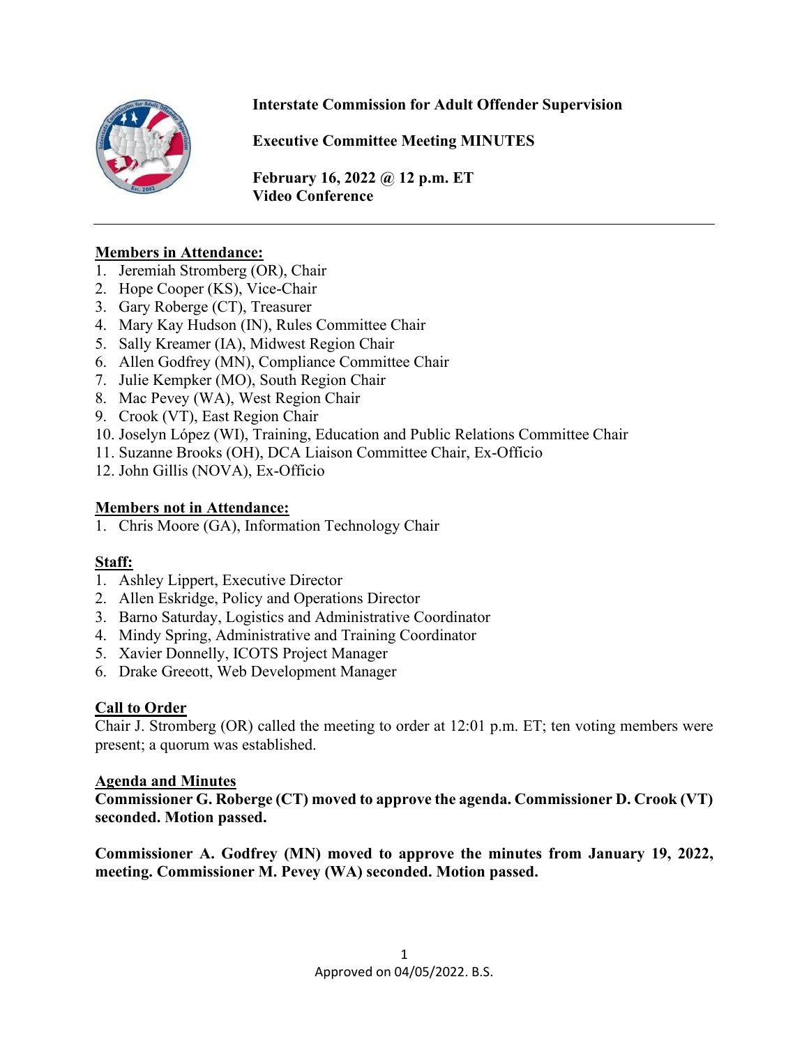**Interstate Commission for Adult Offender Supervision**

**Executive Committee Meeting MINUTES**

**February 16, 2022 @ 12 p.m. ET**
**Video Conference**

---

**Members in Attendance:**

1. Jeremiah Stromberg (OR), Chair
2. Hope Cooper (KS), Vice-Chair
3. Gary Roberge (CT), Treasurer
4. Mary Kay Hudson (IN), Rules Committee Chair
5. Sally Kreamer (IA), Midwest Region Chair
6. Allen Godfrey (MN), Compliance Committee Chair
7. Julie Kempker (MO), South Region Chair
8. Mac Pevey (WA), West Region Chair
9. Crook (VT), East Region Chair
10. Joselyn López (WI), Training, Education and Public Relations Committee Chair
11. Suzanne Brooks (OH), DCA Liaison Committee Chair, Ex-Officio
12. John Gillis (NOVA), Ex-Officio

**Members not in Attendance:**

1. Chris Moore (GA), Information Technology Chair

**Staff:**

1. Ashley Lippert, Executive Director
2. Allen Eskridge, Policy and Operations Director
3. Barno Saturday, Logistics and Administrative Coordinator
4. Mindy Spring, Administrative and Training Coordinator
5. Xavier Donnelly, ICOTS Project Manager
6. Drake Greeott, Web Development Manager

**Call to Order**

Chair J. Stromberg (OR) called the meeting to order at 12:01 p.m. ET; ten voting members were present; a quorum was established.

**Agenda and Minutes**

**Commissioner G. Roberge (CT) moved to approve the agenda. Commissioner D. Crook (VT) seconded. Motion passed.**

**Commissioner A. Godfrey (MN) moved to approve the minutes from January 19, 2022, meeting. Commissioner M. Pevey (WA) seconded. Motion passed.**

Approved on 04/05/2022. B.S.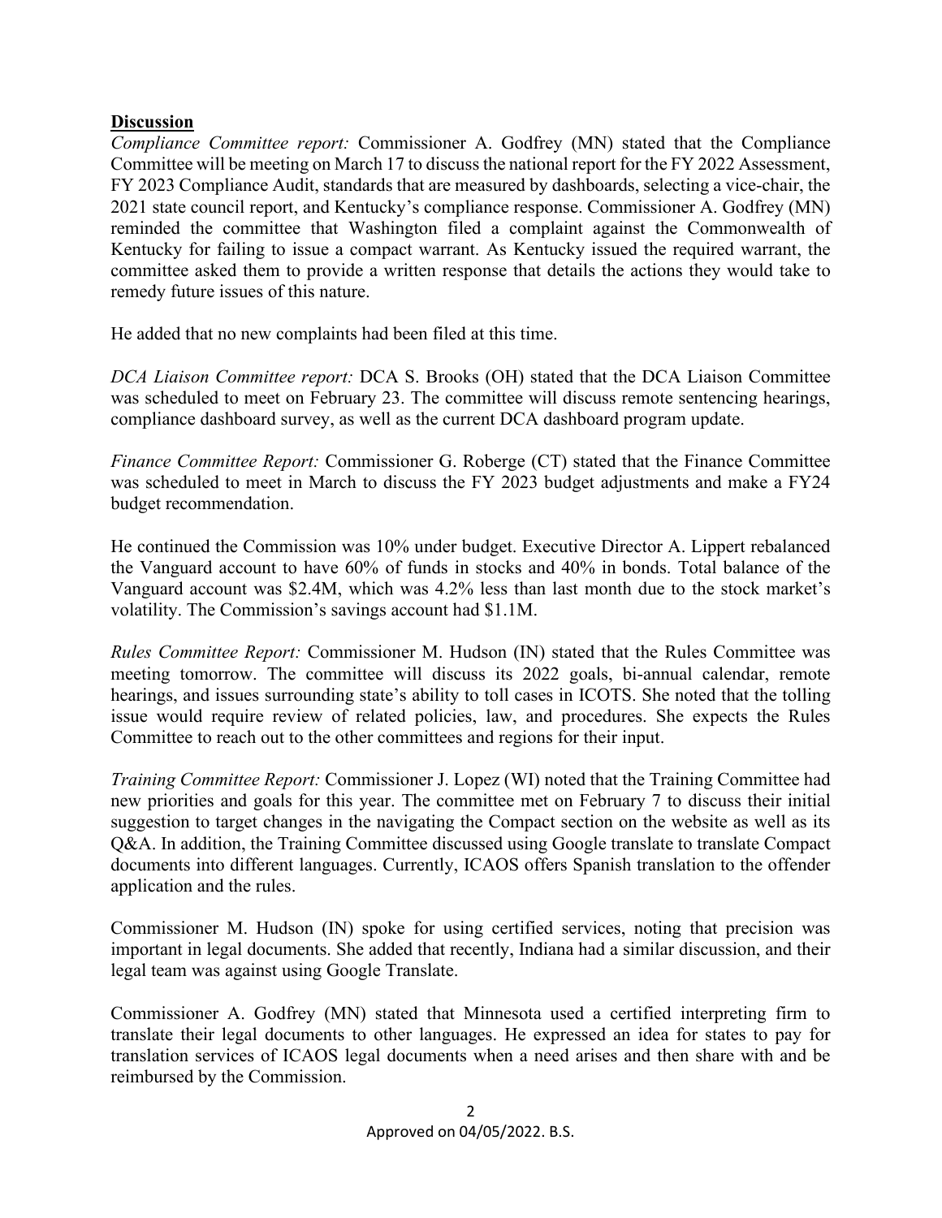**Discussion**

*Compliance Committee report:* Commissioner A. Godfrey (MN) stated that the Compliance Committee will be meeting on March 17 to discuss the national report for the FY 2022 Assessment, FY 2023 Compliance Audit, standards that are measured by dashboards, selecting a vice-chair, the 2021 state council report, and Kentucky's compliance response. Commissioner A. Godfrey (MN) reminded the committee that Washington filed a complaint against the Commonwealth of Kentucky for failing to issue a compact warrant. As Kentucky issued the required warrant, the committee asked them to provide a written response that details the actions they would take to remedy future issues of this nature.

He added that no new complaints had been filed at this time.

*DCA Liaison Committee report:* DCA S. Brooks (OH) stated that the DCA Liaison Committee was scheduled to meet on February 23. The committee will discuss remote sentencing hearings, compliance dashboard survey, as well as the current DCA dashboard program update.

*Finance Committee Report:* Commissioner G. Roberge (CT) stated that the Finance Committee was scheduled to meet in March to discuss the FY 2023 budget adjustments and make a FY24 budget recommendation.

He continued the Commission was 10% under budget. Executive Director A. Lippert rebalanced the Vanguard account to have 60% of funds in stocks and 40% in bonds. Total balance of the Vanguard account was $2.4M, which was 4.2% less than last month due to the stock market's volatility. The Commission's savings account had $1.1M.

*Rules Committee Report:* Commissioner M. Hudson (IN) stated that the Rules Committee was meeting tomorrow. The committee will discuss its 2022 goals, bi-annual calendar, remote hearings, and issues surrounding state's ability to toll cases in ICOTS. She noted that the tolling issue would require review of related policies, law, and procedures. She expects the Rules Committee to reach out to the other committees and regions for their input.

*Training Committee Report:* Commissioner J. Lopez (WI) noted that the Training Committee had new priorities and goals for this year. The committee met on February 7 to discuss their initial suggestion to target changes in the navigating the Compact section on the website as well as its Q&A. In addition, the Training Committee discussed using Google translate to translate Compact documents into different languages. Currently, ICAOS offers Spanish translation to the offender application and the rules.

Commissioner M. Hudson (IN) spoke for using certified services, noting that precision was important in legal documents. She added that recently, Indiana had a similar discussion, and their legal team was against using Google Translate.

Commissioner A. Godfrey (MN) stated that Minnesota used a certified interpreting firm to translate their legal documents to other languages. He expressed an idea for states to pay for translation services of ICAOS legal documents when a need arises and then share with and be reimbursed by the Commission.

Approved on 04/05/2022. B.S.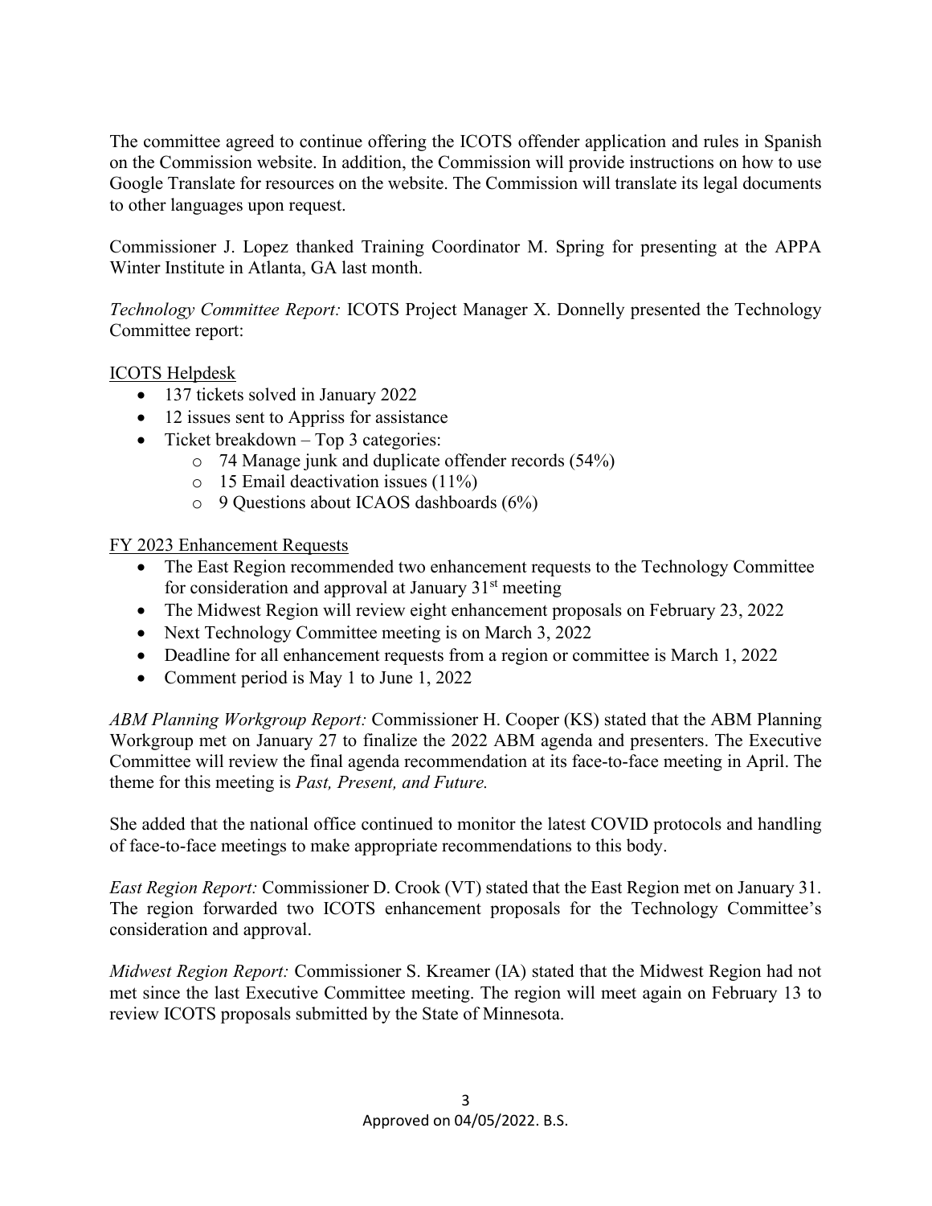The committee agreed to continue offering the ICOTS offender application and rules in Spanish on the Commission website. In addition, the Commission will provide instructions on how to use Google Translate for resources on the website. The Commission will translate its legal documents to other languages upon request.

Commissioner J. Lopez thanked Training Coordinator M. Spring for presenting at the APPA Winter Institute in Atlanta, GA last month.

*Technology Committee Report:* ICOTS Project Manager X. Donnelly presented the Technology Committee report:

ICOTS Helpdesk

- 137 tickets solved in January 2022
- 12 issues sent to Appriss for assistance
- Ticket breakdown – Top 3 categories:
    - 74 Manage junk and duplicate offender records (54%)
    - 15 Email deactivation issues (11%)
    - 9 Questions about ICAOS dashboards (6%)

FY 2023 Enhancement Requests

- The East Region recommended two enhancement requests to the Technology Committee for consideration and approval at January 31st meeting
- The Midwest Region will review eight enhancement proposals on February 23, 2022
- Next Technology Committee meeting is on March 3, 2022
- Deadline for all enhancement requests from a region or committee is March 1, 2022
- Comment period is May 1 to June 1, 2022

*ABM Planning Workgroup Report:* Commissioner H. Cooper (KS) stated that the ABM Planning Workgroup met on January 27 to finalize the 2022 ABM agenda and presenters. The Executive Committee will review the final agenda recommendation at its face-to-face meeting in April. The theme for this meeting is *Past, Present, and Future.*

She added that the national office continued to monitor the latest COVID protocols and handling of face-to-face meetings to make appropriate recommendations to this body.

*East Region Report:* Commissioner D. Crook (VT) stated that the East Region met on January 31. The region forwarded two ICOTS enhancement proposals for the Technology Committee's consideration and approval.

*Midwest Region Report:* Commissioner S. Kreamer (IA) stated that the Midwest Region had not met since the last Executive Committee meeting. The region will meet again on February 13 to review ICOTS proposals submitted by the State of Minnesota.

Approved on 04/05/2022. B.S.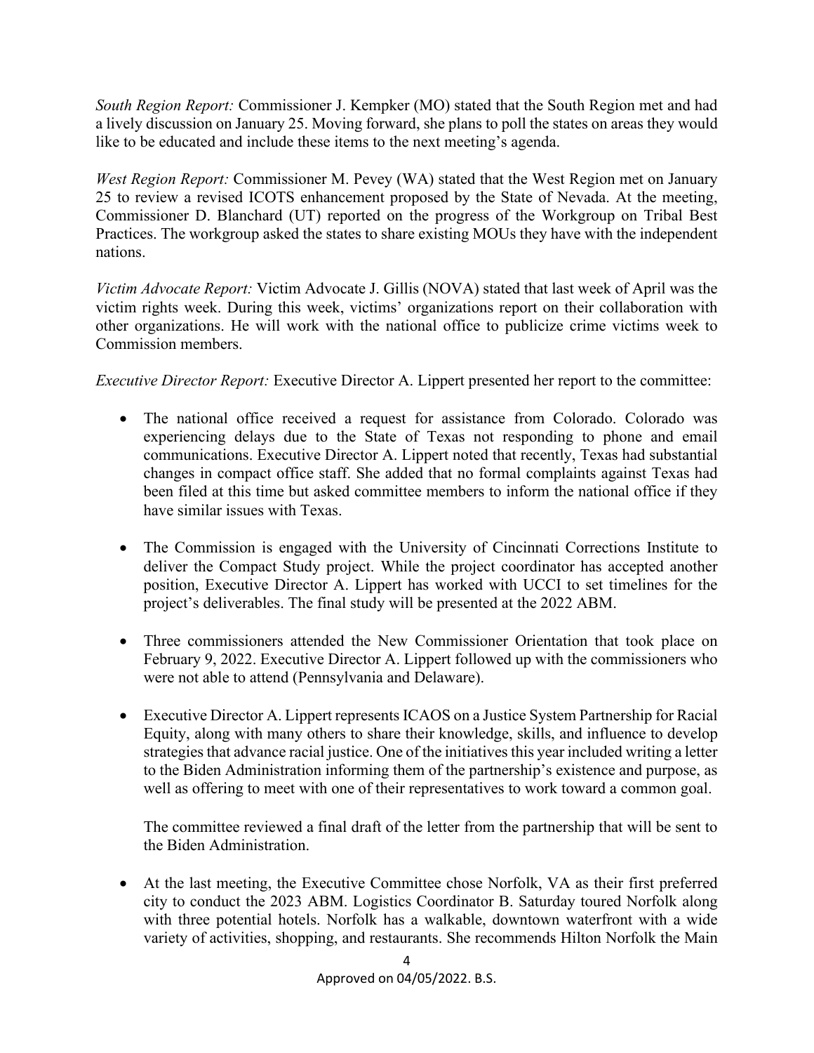*South Region Report:* Commissioner J. Kempker (MO) stated that the South Region met and had a lively discussion on January 25. Moving forward, she plans to poll the states on areas they would like to be educated and include these items to the next meeting's agenda.

*West Region Report:* Commissioner M. Pevey (WA) stated that the West Region met on January 25 to review a revised ICOTS enhancement proposed by the State of Nevada. At the meeting, Commissioner D. Blanchard (UT) reported on the progress of the Workgroup on Tribal Best Practices. The workgroup asked the states to share existing MOUs they have with the independent nations.

*Victim Advocate Report:* Victim Advocate J. Gillis (NOVA) stated that last week of April was the victim rights week. During this week, victims' organizations report on their collaboration with other organizations. He will work with the national office to publicize crime victims week to Commission members.

*Executive Director Report:* Executive Director A. Lippert presented her report to the committee:

- The national office received a request for assistance from Colorado. Colorado was experiencing delays due to the State of Texas not responding to phone and email communications. Executive Director A. Lippert noted that recently, Texas had substantial changes in compact office staff. She added that no formal complaints against Texas had been filed at this time but asked committee members to inform the national office if they have similar issues with Texas.

- The Commission is engaged with the University of Cincinnati Corrections Institute to deliver the Compact Study project. While the project coordinator has accepted another position, Executive Director A. Lippert has worked with UCCI to set timelines for the project's deliverables. The final study will be presented at the 2022 ABM.

- Three commissioners attended the New Commissioner Orientation that took place on February 9, 2022. Executive Director A. Lippert followed up with the commissioners who were not able to attend (Pennsylvania and Delaware).

- Executive Director A. Lippert represents ICAOS on a Justice System Partnership for Racial Equity, along with many others to share their knowledge, skills, and influence to develop strategies that advance racial justice. One of the initiatives this year included writing a letter to the Biden Administration informing them of the partnership's existence and purpose, as well as offering to meet with one of their representatives to work toward a common goal.

  The committee reviewed a final draft of the letter from the partnership that will be sent to the Biden Administration.

- At the last meeting, the Executive Committee chose Norfolk, VA as their first preferred city to conduct the 2023 ABM. Logistics Coordinator B. Saturday toured Norfolk along with three potential hotels. Norfolk has a walkable, downtown waterfront with a wide variety of activities, shopping, and restaurants. She recommends Hilton Norfolk the Main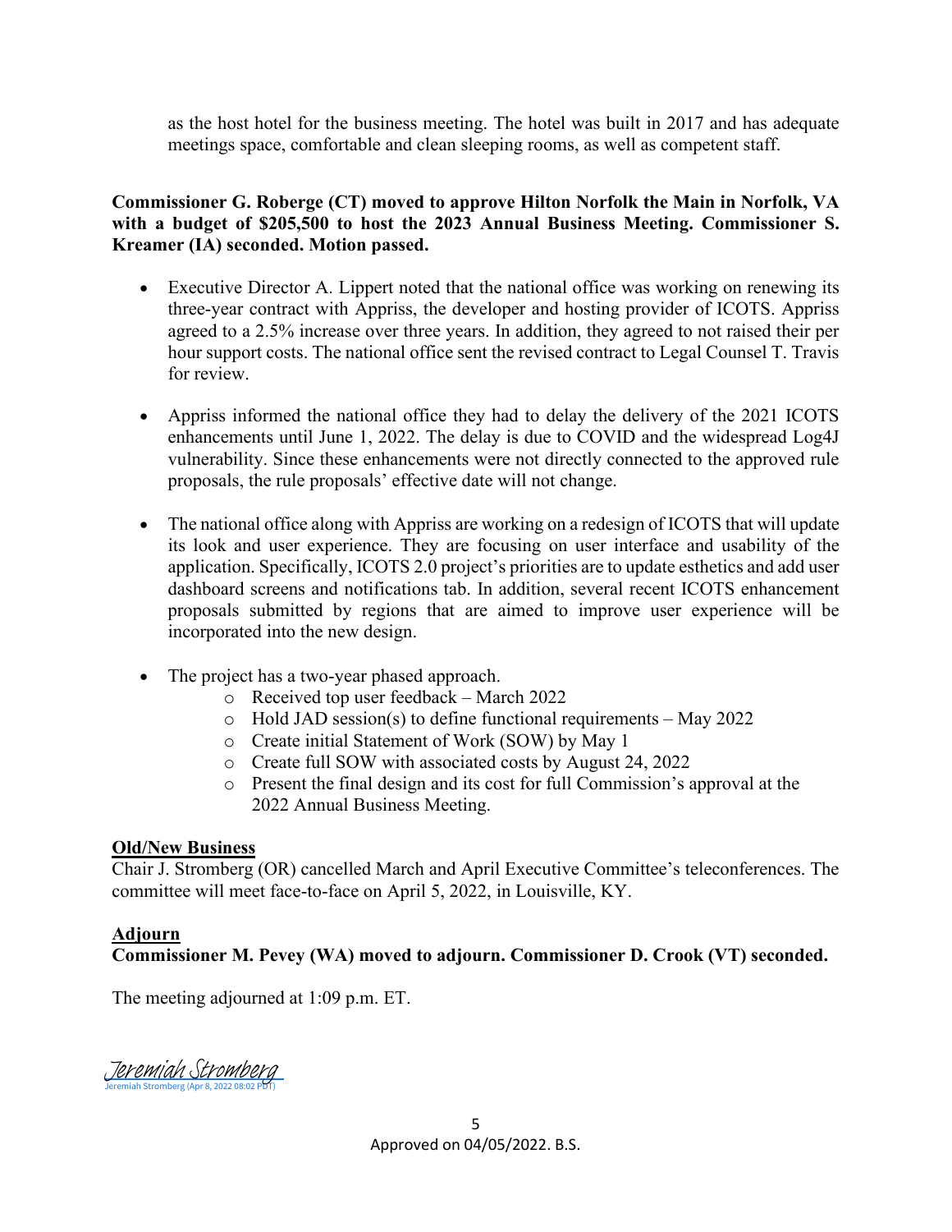as the host hotel for the business meeting. The hotel was built in 2017 and has adequate meetings space, comfortable and clean sleeping rooms, as well as competent staff.

**Commissioner G. Roberge (CT) moved to approve Hilton Norfolk the Main in Norfolk, VA with a budget of $205,500 to host the 2023 Annual Business Meeting. Commissioner S. Kreamer (IA) seconded. Motion passed.**

- Executive Director A. Lippert noted that the national office was working on renewing its three-year contract with Appriss, the developer and hosting provider of ICOTS. Appriss agreed to a 2.5% increase over three years. In addition, they agreed to not raised their per hour support costs. The national office sent the revised contract to Legal Counsel T. Travis for review.

- Appriss informed the national office they had to delay the delivery of the 2021 ICOTS enhancements until June 1, 2022. The delay is due to COVID and the widespread Log4J vulnerability. Since these enhancements were not directly connected to the approved rule proposals, the rule proposals' effective date will not change.

- The national office along with Appriss are working on a redesign of ICOTS that will update its look and user experience. They are focusing on user interface and usability of the application. Specifically, ICOTS 2.0 project's priorities are to update esthetics and add user dashboard screens and notifications tab. In addition, several recent ICOTS enhancement proposals submitted by regions that are aimed to improve user experience will be incorporated into the new design.

- The project has a two-year phased approach.
  - Received top user feedback – March 2022
  - Hold JAD session(s) to define functional requirements – May 2022
  - Create initial Statement of Work (SOW) by May 1
  - Create full SOW with associated costs by August 24, 2022
  - Present the final design and its cost for full Commission's approval at the 2022 Annual Business Meeting.

**Old/New Business**

Chair J. Stromberg (OR) cancelled March and April Executive Committee's teleconferences. The committee will meet face-to-face on April 5, 2022, in Louisville, KY.

**Adjourn**

**Commissioner M. Pevey (WA) moved to adjourn. Commissioner D. Crook (VT) seconded.**

The meeting adjourned at 1:09 p.m. ET.

Jeremiah Stromberg
Jeremiah Stromberg (Apr 8, 2022 08:02 PDT)

Approved on 04/05/2022. B.S.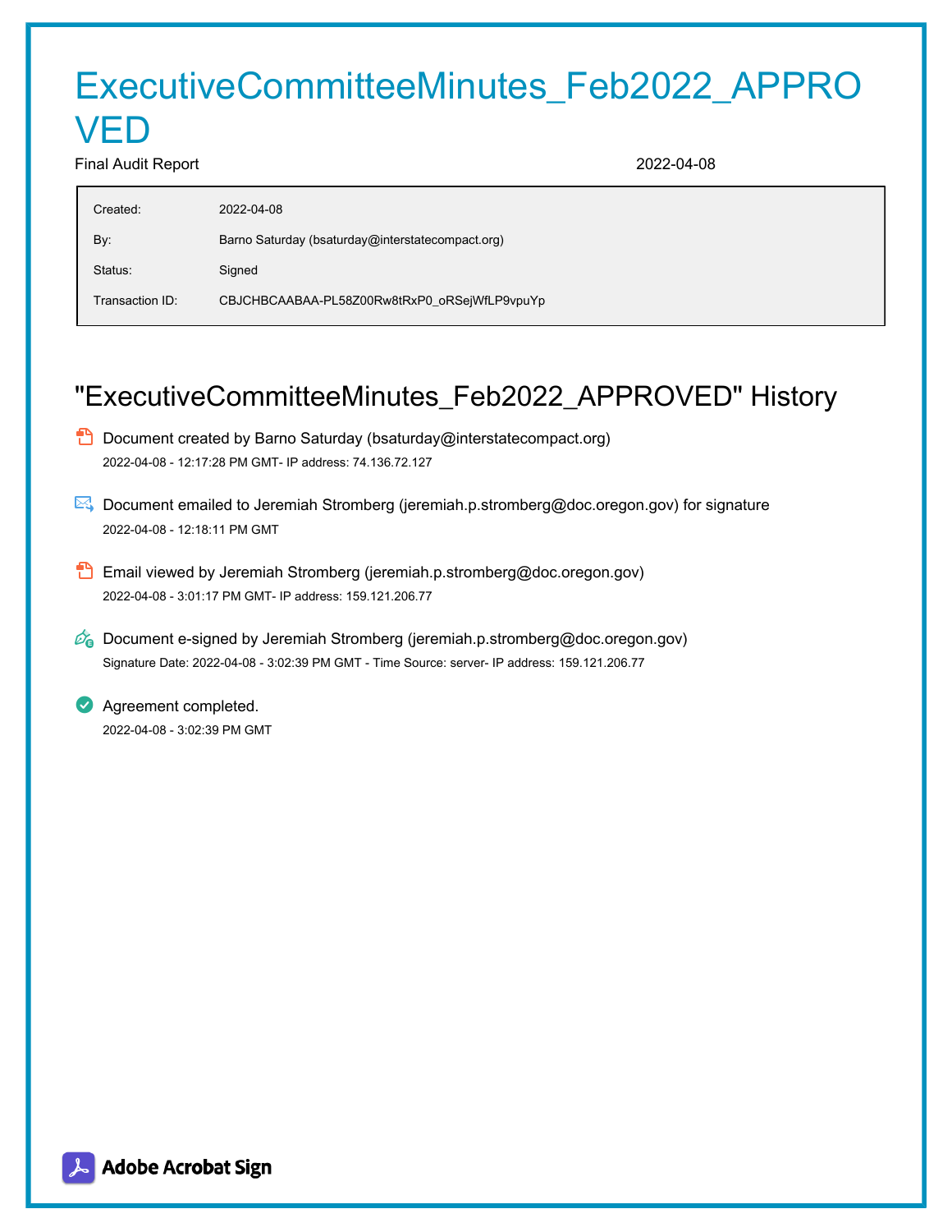# ExecutiveCommitteeMinutes_Feb2022_APPROVED

Final Audit Report 2022-04-08

| | |
|---|---|
| Created: | 2022-04-08 |
| By: | Barno Saturday (bsaturday@interstatecompact.org) |
| Status: | Signed |
| Transaction ID: | CBJCHBCAABAA-PL58Z00Rw8tRxP0_oRSejWfLP9vpuYp |

## "ExecutiveCommitteeMinutes_Feb2022_APPROVED" History

- Document created by Barno Saturday (bsaturday@interstatecompact.org)
  2022-04-08 - 12:17:28 PM GMT- IP address: 74.136.72.127

- Document emailed to Jeremiah Stromberg (jeremiah.p.stromberg@doc.oregon.gov) for signature
  2022-04-08 - 12:18:11 PM GMT

- Email viewed by Jeremiah Stromberg (jeremiah.p.stromberg@doc.oregon.gov)
  2022-04-08 - 3:01:17 PM GMT- IP address: 159.121.206.77

- Document e-signed by Jeremiah Stromberg (jeremiah.p.stromberg@doc.oregon.gov)
  Signature Date: 2022-04-08 - 3:02:39 PM GMT - Time Source: server- IP address: 159.121.206.77

- Agreement completed.
  2022-04-08 - 3:02:39 PM GMT

Adobe Acrobat Sign